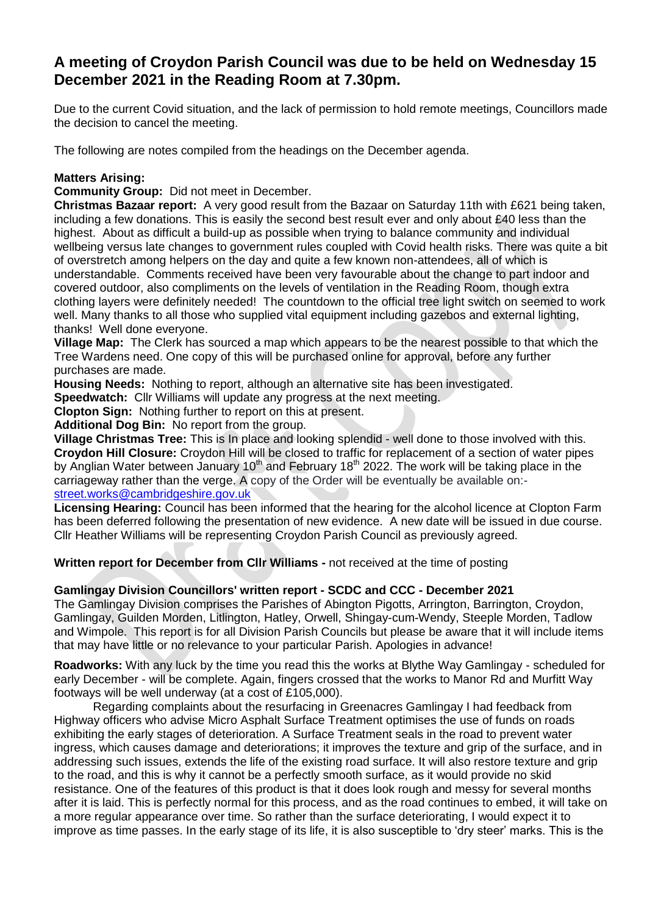## A meeting of Croydon Parish Council was due to be held on Wednesday 15 December 2021 in the Reading Room at 7.30pm.

Due to the current Covid situation, and the lack of permission to hold remote meetings, Councillors made the decision to cancel the meeting.

The following are notes compiled from the headings on the December agenda.

**Matters Arising:**

**Community Group:** Did not meet in December.

**Christmas Bazaar report:** A very good result from the Bazaar on Saturday 11th with £621 being taken, including a few donations. This is easily the second best result ever and only about £40 less than the highest. About as difficult a build-up as possible when trying to balance community and individual wellbeing versus late changes to government rules coupled with Covid health risks. There was quite a bit of overstretch among helpers on the day and quite a few known non-attendees, all of which is understandable. Comments received have been very favourable about the change to part indoor and covered outdoor, also compliments on the levels of ventilation in the Reading Room, though extra clothing layers were definitely needed! The countdown to the official tree light switch on seemed to work well. Many thanks to all those who supplied vital equipment including gazebos and external lighting, thanks! Well done everyone.

**Village Map:** The Clerk has sourced a map which appears to be the nearest possible to that which the Tree Wardens need. One copy of this will be purchased online for approval, before any further purchases are made.

**Housing Needs:** Nothing to report, although an alternative site has been investigated.

**Speedwatch:** Cllr Williams will update any progress at the next meeting.

**Clopton Sign:** Nothing further to report on this at present.

**Additional Dog Bin:** No report from the group.

**Village Christmas Tree:** This is In place and looking splendid - well done to those involved with this.

**Croydon Hill Closure:** Croydon Hill will be closed to traffic for replacement of a section of water pipes by Anglian Water between January 10th and February 18th 2022. The work will be taking place in the carriageway rather than the verge. A copy of the Order will be eventually be available on:- street.works@cambridgeshire.gov.uk

**Licensing Hearing:** Council has been informed that the hearing for the alcohol licence at Clopton Farm has been deferred following the presentation of new evidence. A new date will be issued in due course. Cllr Heather Williams will be representing Croydon Parish Council as previously agreed.

**Written report for December from Cllr Williams -** not received at the time of posting

**Gamlingay Division Councillors' written report - SCDC and CCC - December 2021**

The Gamlingay Division comprises the Parishes of Abington Pigotts, Arrington, Barrington, Croydon, Gamlingay, Guilden Morden, Litlington, Hatley, Orwell, Shingay-cum-Wendy, Steeple Morden, Tadlow and Wimpole. This report is for all Division Parish Councils but please be aware that it will include items that may have little or no relevance to your particular Parish. Apologies in advance!

**Roadworks:** With any luck by the time you read this the works at Blythe Way Gamlingay - scheduled for early December - will be complete. Again, fingers crossed that the works to Manor Rd and Murfitt Way footways will be well underway (at a cost of £105,000).

Regarding complaints about the resurfacing in Greenacres Gamlingay I had feedback from Highway officers who advise Micro Asphalt Surface Treatment optimises the use of funds on roads exhibiting the early stages of deterioration. A Surface Treatment seals in the road to prevent water ingress, which causes damage and deteriorations; it improves the texture and grip of the surface, and in addressing such issues, extends the life of the existing road surface. It will also restore texture and grip to the road, and this is why it cannot be a perfectly smooth surface, as it would provide no skid resistance. One of the features of this product is that it does look rough and messy for several months after it is laid. This is perfectly normal for this process, and as the road continues to embed, it will take on a more regular appearance over time. So rather than the surface deteriorating, I would expect it to improve as time passes. In the early stage of its life, it is also susceptible to 'dry steer' marks. This is the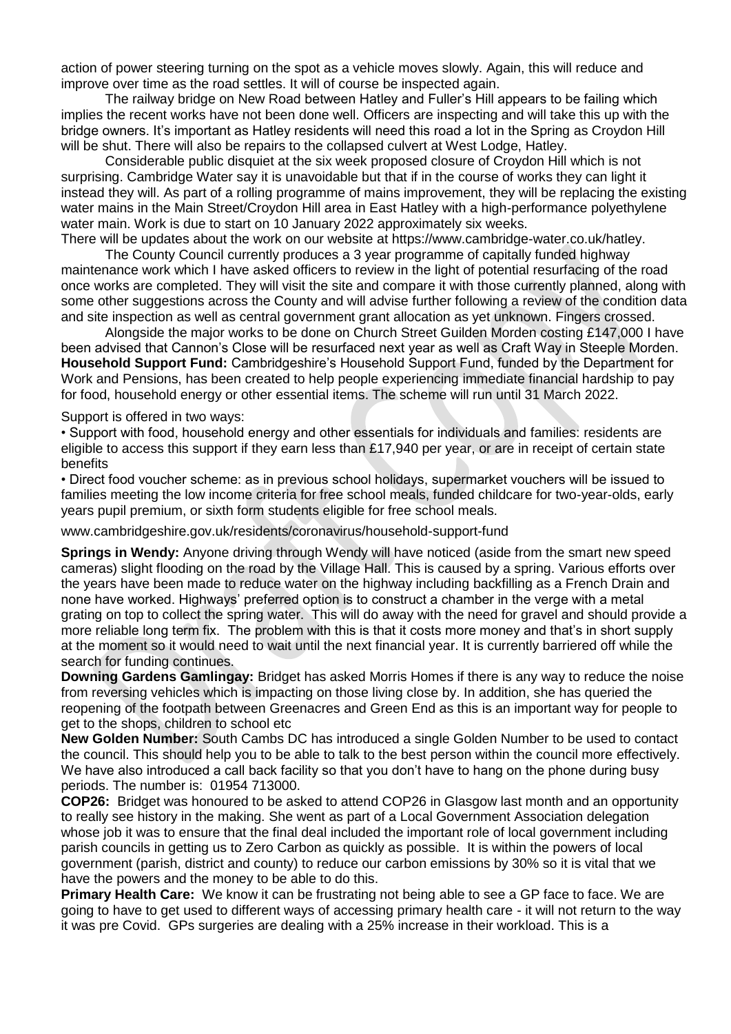action of power steering turning on the spot as a vehicle moves slowly. Again, this will reduce and improve over time as the road settles. It will of course be inspected again.

The railway bridge on New Road between Hatley and Fuller's Hill appears to be failing which implies the recent works have not been done well. Officers are inspecting and will take this up with the bridge owners. It's important as Hatley residents will need this road a lot in the Spring as Croydon Hill will be shut. There will also be repairs to the collapsed culvert at West Lodge, Hatley.

Considerable public disquiet at the six week proposed closure of Croydon Hill which is not surprising. Cambridge Water say it is unavoidable but that if in the course of works they can light it instead they will. As part of a rolling programme of mains improvement, they will be replacing the existing water mains in the Main Street/Croydon Hill area in East Hatley with a high-performance polyethylene water main. Work is due to start on 10 January 2022 approximately six weeks.

There will be updates about the work on our website at https://www.cambridge-water.co.uk/hatley.

The County Council currently produces a 3 year programme of capitally funded highway maintenance work which I have asked officers to review in the light of potential resurfacing of the road once works are completed. They will visit the site and compare it with those currently planned, along with some other suggestions across the County and will advise further following a review of the condition data and site inspection as well as central government grant allocation as yet unknown. Fingers crossed.

Alongside the major works to be done on Church Street Guilden Morden costing £147,000 I have been advised that Cannon's Close will be resurfaced next year as well as Craft Way in Steeple Morden.

**Household Support Fund:** Cambridgeshire's Household Support Fund, funded by the Department for Work and Pensions, has been created to help people experiencing immediate financial hardship to pay for food, household energy or other essential items. The scheme will run until 31 March 2022.

Support is offered in two ways:

• Support with food, household energy and other essentials for individuals and families: residents are eligible to access this support if they earn less than £17,940 per year, or are in receipt of certain state benefits

• Direct food voucher scheme: as in previous school holidays, supermarket vouchers will be issued to families meeting the low income criteria for free school meals, funded childcare for two-year-olds, early years pupil premium, or sixth form students eligible for free school meals.

www.cambridgeshire.gov.uk/residents/coronavirus/household-support-fund

**Springs in Wendy:** Anyone driving through Wendy will have noticed (aside from the smart new speed cameras) slight flooding on the road by the Village Hall. This is caused by a spring. Various efforts over the years have been made to reduce water on the highway including backfilling as a French Drain and none have worked. Highways' preferred option is to construct a chamber in the verge with a metal grating on top to collect the spring water. This will do away with the need for gravel and should provide a more reliable long term fix. The problem with this is that it costs more money and that's in short supply at the moment so it would need to wait until the next financial year. It is currently barriered off while the search for funding continues.

**Downing Gardens Gamlingay:** Bridget has asked Morris Homes if there is any way to reduce the noise from reversing vehicles which is impacting on those living close by. In addition, she has queried the reopening of the footpath between Greenacres and Green End as this is an important way for people to get to the shops, children to school etc

**New Golden Number:** South Cambs DC has introduced a single Golden Number to be used to contact the council. This should help you to be able to talk to the best person within the council more effectively. We have also introduced a call back facility so that you don't have to hang on the phone during busy periods. The number is: 01954 713000.

**COP26:** Bridget was honoured to be asked to attend COP26 in Glasgow last month and an opportunity to really see history in the making. She went as part of a Local Government Association delegation whose job it was to ensure that the final deal included the important role of local government including parish councils in getting us to Zero Carbon as quickly as possible. It is within the powers of local government (parish, district and county) to reduce our carbon emissions by 30% so it is vital that we have the powers and the money to be able to do this.

**Primary Health Care:** We know it can be frustrating not being able to see a GP face to face. We are going to have to get used to different ways of accessing primary health care - it will not return to the way it was pre Covid. GPs surgeries are dealing with a 25% increase in their workload. This is a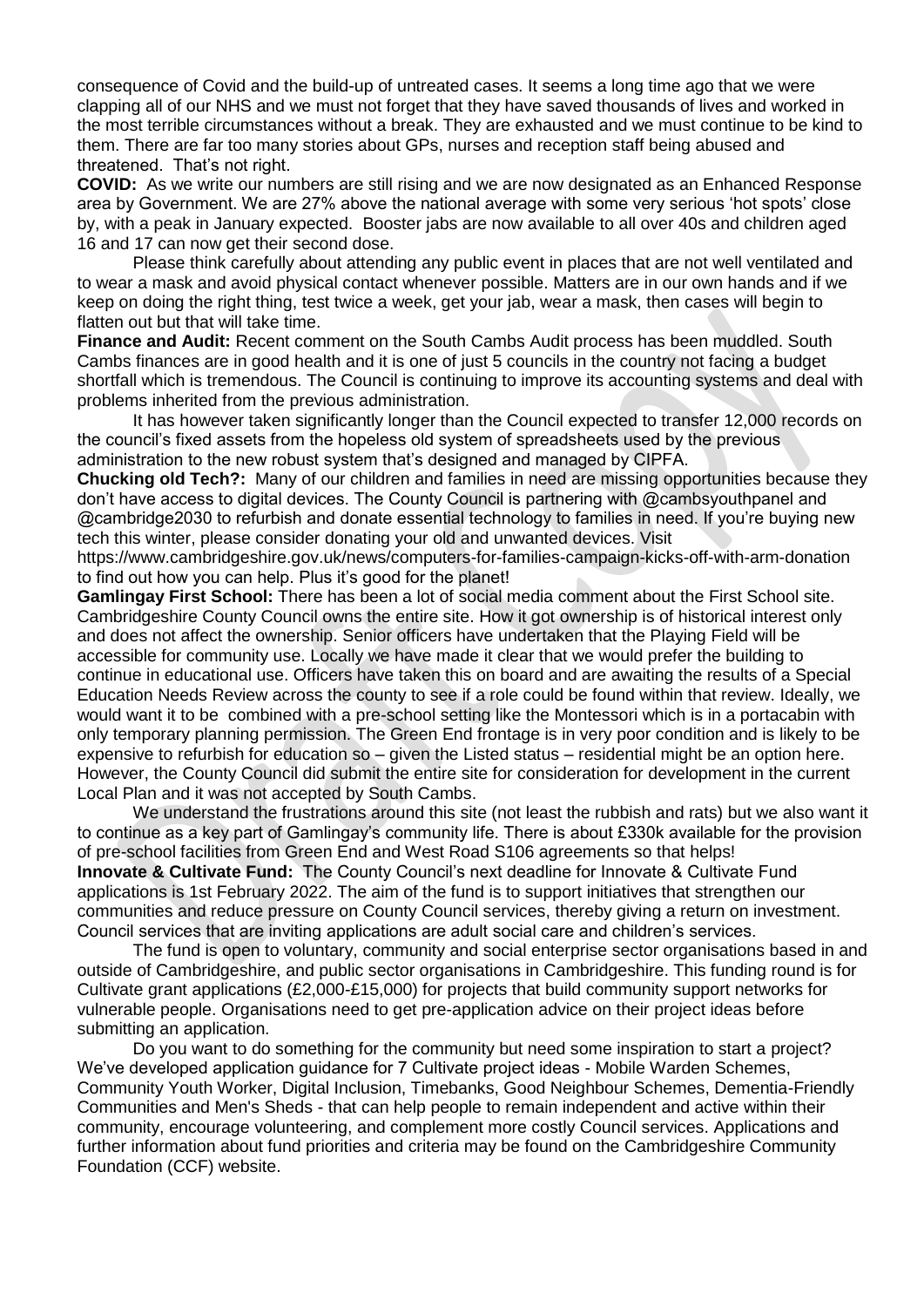consequence of Covid and the build-up of untreated cases. It seems a long time ago that we were clapping all of our NHS and we must not forget that they have saved thousands of lives and worked in the most terrible circumstances without a break. They are exhausted and we must continue to be kind to them. There are far too many stories about GPs, nurses and reception staff being abused and threatened. That's not right.

**COVID:** As we write our numbers are still rising and we are now designated as an Enhanced Response area by Government. We are 27% above the national average with some very serious 'hot spots' close by, with a peak in January expected. Booster jabs are now available to all over 40s and children aged 16 and 17 can now get their second dose.

Please think carefully about attending any public event in places that are not well ventilated and to wear a mask and avoid physical contact whenever possible. Matters are in our own hands and if we keep on doing the right thing, test twice a week, get your jab, wear a mask, then cases will begin to flatten out but that will take time.

**Finance and Audit:** Recent comment on the South Cambs Audit process has been muddled. South Cambs finances are in good health and it is one of just 5 councils in the country not facing a budget shortfall which is tremendous. The Council is continuing to improve its accounting systems and deal with problems inherited from the previous administration.

It has however taken significantly longer than the Council expected to transfer 12,000 records on the council's fixed assets from the hopeless old system of spreadsheets used by the previous administration to the new robust system that's designed and managed by CIPFA.

**Chucking old Tech?:** Many of our children and families in need are missing opportunities because they don't have access to digital devices. The County Council is partnering with @cambsyouthpanel and @cambridge2030 to refurbish and donate essential technology to families in need. If you're buying new tech this winter, please consider donating your old and unwanted devices. Visit https://www.cambridgeshire.gov.uk/news/computers-for-families-campaign-kicks-off-with-arm-donation to find out how you can help. Plus it's good for the planet!

**Gamlingay First School:** There has been a lot of social media comment about the First School site. Cambridgeshire County Council owns the entire site. How it got ownership is of historical interest only and does not affect the ownership. Senior officers have undertaken that the Playing Field will be accessible for community use. Locally we have made it clear that we would prefer the building to continue in educational use. Officers have taken this on board and are awaiting the results of a Special Education Needs Review across the county to see if a role could be found within that review. Ideally, we would want it to be combined with a pre-school setting like the Montessori which is in a portacabin with only temporary planning permission. The Green End frontage is in very poor condition and is likely to be expensive to refurbish for education so – given the Listed status – residential might be an option here. However, the County Council did submit the entire site for consideration for development in the current Local Plan and it was not accepted by South Cambs.

We understand the frustrations around this site (not least the rubbish and rats) but we also want it to continue as a key part of Gamlingay's community life. There is about £330k available for the provision of pre-school facilities from Green End and West Road S106 agreements so that helps!

**Innovate & Cultivate Fund:** The County Council's next deadline for Innovate & Cultivate Fund applications is 1st February 2022. The aim of the fund is to support initiatives that strengthen our communities and reduce pressure on County Council services, thereby giving a return on investment. Council services that are inviting applications are adult social care and children's services.

The fund is open to voluntary, community and social enterprise sector organisations based in and outside of Cambridgeshire, and public sector organisations in Cambridgeshire. This funding round is for Cultivate grant applications (£2,000-£15,000) for projects that build community support networks for vulnerable people. Organisations need to get pre-application advice on their project ideas before submitting an application.

Do you want to do something for the community but need some inspiration to start a project? We've developed application guidance for 7 Cultivate project ideas - Mobile Warden Schemes, Community Youth Worker, Digital Inclusion, Timebanks, Good Neighbour Schemes, Dementia-Friendly Communities and Men's Sheds - that can help people to remain independent and active within their community, encourage volunteering, and complement more costly Council services. Applications and further information about fund priorities and criteria may be found on the Cambridgeshire Community Foundation (CCF) website.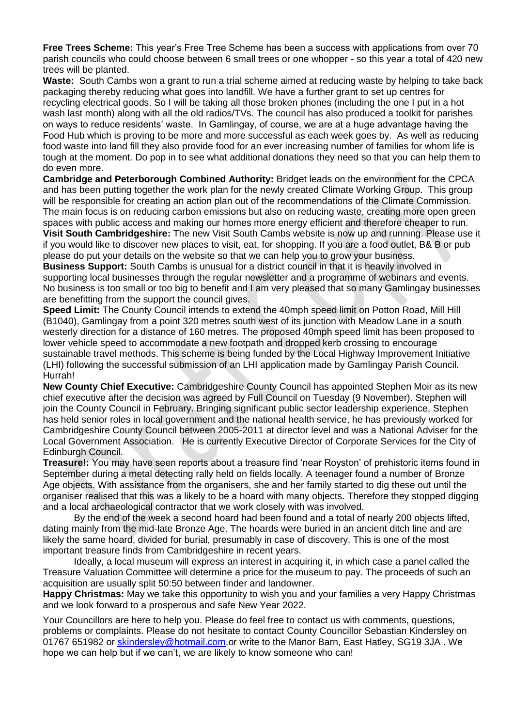**Free Trees Scheme:** This year's Free Tree Scheme has been a success with applications from over 70 parish councils who could choose between 6 small trees or one whopper - so this year a total of 420 new trees will be planted.

**Waste:** South Cambs won a grant to run a trial scheme aimed at reducing waste by helping to take back packaging thereby reducing what goes into landfill. We have a further grant to set up centres for recycling electrical goods. So I will be taking all those broken phones (including the one I put in a hot wash last month) along with all the old radios/TVs. The council has also produced a toolkit for parishes on ways to reduce residents' waste. In Gamlingay, of course, we are at a huge advantage having the Food Hub which is proving to be more and more successful as each week goes by. As well as reducing food waste into land fill they also provide food for an ever increasing number of families for whom life is tough at the moment. Do pop in to see what additional donations they need so that you can help them to do even more.

**Cambridge and Peterborough Combined Authority:** Bridget leads on the environment for the CPCA and has been putting together the work plan for the newly created Climate Working Group. This group will be responsible for creating an action plan out of the recommendations of the Climate Commission. The main focus is on reducing carbon emissions but also on reducing waste, creating more open green spaces with public access and making our homes more energy efficient and therefore cheaper to run.

**Visit South Cambridgeshire:** The new Visit South Cambs website is now up and running. Please use it if you would like to discover new places to visit, eat, for shopping. If you are a food outlet, B& B or pub please do put your details on the website so that we can help you to grow your business.

**Business Support:** South Cambs is unusual for a district council in that it is heavily involved in supporting local businesses through the regular newsletter and a programme of webinars and events. No business is too small or too big to benefit and I am very pleased that so many Gamlingay businesses are benefitting from the support the council gives.

**Speed Limit:** The County Council intends to extend the 40mph speed limit on Potton Road, Mill Hill (B1040), Gamlingay from a point 320 metres south west of its junction with Meadow Lane in a south westerly direction for a distance of 160 metres. The proposed 40mph speed limit has been proposed to lower vehicle speed to accommodate a new footpath and dropped kerb crossing to encourage sustainable travel methods. This scheme is being funded by the Local Highway Improvement Initiative (LHI) following the successful submission of an LHI application made by Gamlingay Parish Council. Hurrah!

**New County Chief Executive:** Cambridgeshire County Council has appointed Stephen Moir as its new chief executive after the decision was agreed by Full Council on Tuesday (9 November). Stephen will join the County Council in February. Bringing significant public sector leadership experience, Stephen has held senior roles in local government and the national health service, he has previously worked for Cambridgeshire County Council between 2005-2011 at director level and was a National Adviser for the Local Government Association. He is currently Executive Director of Corporate Services for the City of Edinburgh Council.

**Treasure!:** You may have seen reports about a treasure find 'near Royston' of prehistoric items found in September during a metal detecting rally held on fields locally. A teenager found a number of Bronze Age objects. With assistance from the organisers, she and her family started to dig these out until the organiser realised that this was a likely to be a hoard with many objects. Therefore they stopped digging and a local archaeological contractor that we work closely with was involved.

By the end of the week a second hoard had been found and a total of nearly 200 objects lifted, dating mainly from the mid-late Bronze Age. The hoards were buried in an ancient ditch line and are likely the same hoard, divided for burial, presumably in case of discovery. This is one of the most important treasure finds from Cambridgeshire in recent years.

Ideally, a local museum will express an interest in acquiring it, in which case a panel called the Treasure Valuation Committee will determine a price for the museum to pay. The proceeds of such an acquisition are usually split 50:50 between finder and landowner.

**Happy Christmas:** May we take this opportunity to wish you and your families a very Happy Christmas and we look forward to a prosperous and safe New Year 2022.

Your Councillors are here to help you. Please do feel free to contact us with comments, questions, problems or complaints. Please do not hesitate to contact County Councillor Sebastian Kindersley on 01767 651982 or skindersley@hotmail.com.or write to the Manor Barn, East Hatley, SG19 3JA . We hope we can help but if we can't, we are likely to know someone who can!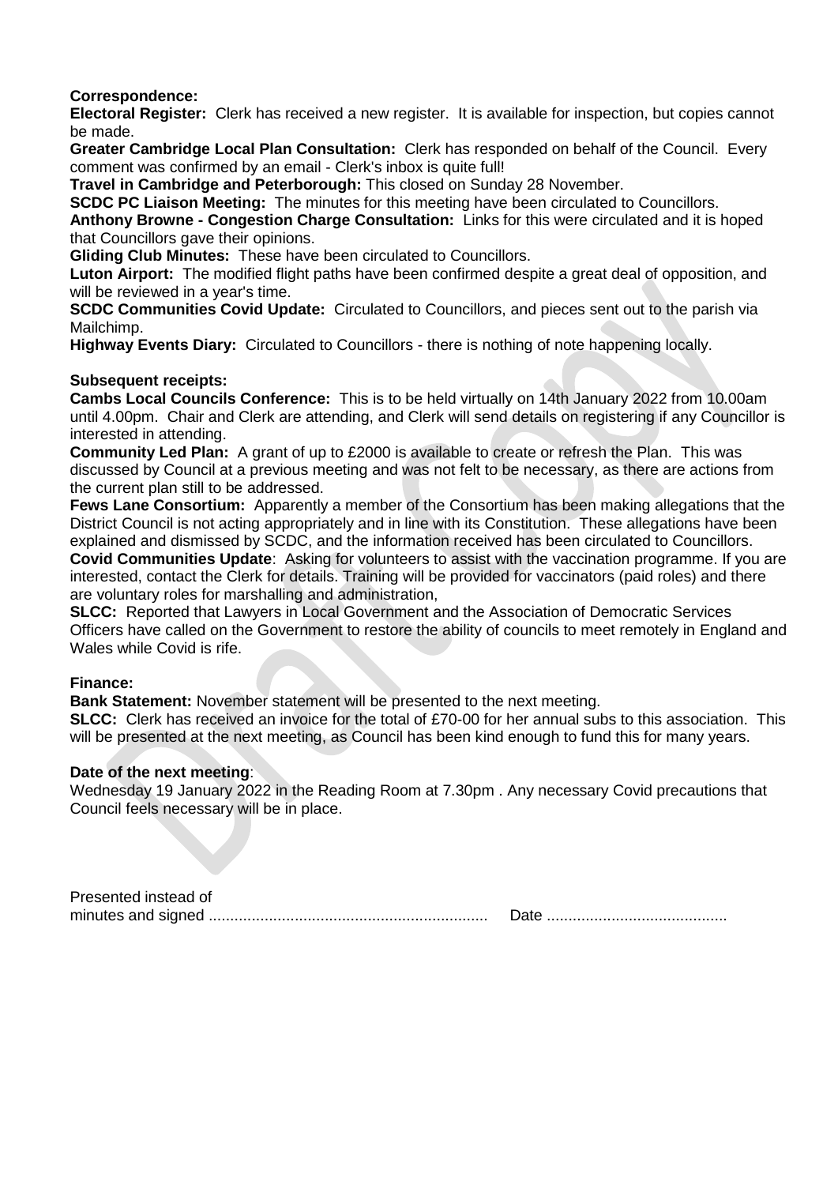**Correspondence:**

**Electoral Register:** Clerk has received a new register. It is available for inspection, but copies cannot be made.

**Greater Cambridge Local Plan Consultation:** Clerk has responded on behalf of the Council. Every comment was confirmed by an email - Clerk's inbox is quite full!

**Travel in Cambridge and Peterborough:** This closed on Sunday 28 November.

**SCDC PC Liaison Meeting:** The minutes for this meeting have been circulated to Councillors.

**Anthony Browne - Congestion Charge Consultation:** Links for this were circulated and it is hoped that Councillors gave their opinions.

**Gliding Club Minutes:** These have been circulated to Councillors.

**Luton Airport:** The modified flight paths have been confirmed despite a great deal of opposition, and will be reviewed in a year's time.

**SCDC Communities Covid Update:** Circulated to Councillors, and pieces sent out to the parish via Mailchimp.

**Highway Events Diary:** Circulated to Councillors - there is nothing of note happening locally.

**Subsequent receipts:**

**Cambs Local Councils Conference:** This is to be held virtually on 14th January 2022 from 10.00am until 4.00pm. Chair and Clerk are attending, and Clerk will send details on registering if any Councillor is interested in attending.

**Community Led Plan:** A grant of up to £2000 is available to create or refresh the Plan. This was discussed by Council at a previous meeting and was not felt to be necessary, as there are actions from the current plan still to be addressed.

**Fews Lane Consortium:** Apparently a member of the Consortium has been making allegations that the District Council is not acting appropriately and in line with its Constitution. These allegations have been explained and dismissed by SCDC, and the information received has been circulated to Councillors.

**Covid Communities Update**: Asking for volunteers to assist with the vaccination programme. If you are interested, contact the Clerk for details. Training will be provided for vaccinators (paid roles) and there are voluntary roles for marshalling and administration,

**SLCC:** Reported that Lawyers in Local Government and the Association of Democratic Services Officers have called on the Government to restore the ability of councils to meet remotely in England and Wales while Covid is rife.

**Finance:**

**Bank Statement:** November statement will be presented to the next meeting.

**SLCC:** Clerk has received an invoice for the total of £70-00 for her annual subs to this association. This will be presented at the next meeting, as Council has been kind enough to fund this for many years.

**Date of the next meeting**:

Wednesday 19 January 2022 in the Reading Room at 7.30pm . Any necessary Covid precautions that Council feels necessary will be in place.

Presented instead of
minutes and signed ................................................................ Date ..........................................